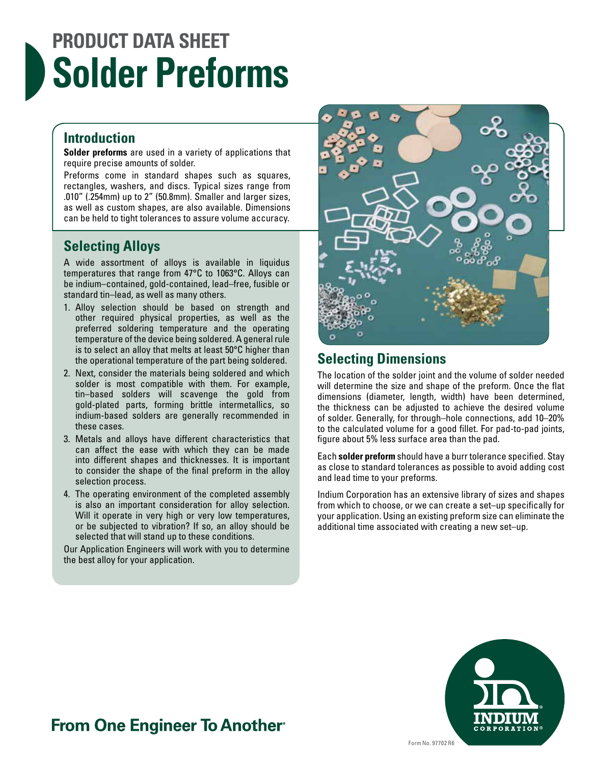# PRODUCT DATA SHEET
# Solder Preforms

## Introduction

**Solder preforms** are used in a variety of applications that require precise amounts of solder.

Preforms come in standard shapes such as squares, rectangles, washers, and discs. Typical sizes range from .010" (.254mm) up to 2" (50.8mm). Smaller and larger sizes, as well as custom shapes, are also available. Dimensions can be held to tight tolerances to assure volume accuracy.

## Selecting Alloys

A wide assortment of alloys is available in liquidus temperatures that range from 47°C to 1063°C. Alloys can be indium–contained, gold-contained, lead–free, fusible or standard tin–lead, as well as many others.

1. Alloy selection should be based on strength and other required physical properties, as well as the preferred soldering temperature and the operating temperature of the device being soldered. A general rule is to select an alloy that melts at least 50°C higher than the operational temperature of the part being soldered.
2. Next, consider the materials being soldered and which solder is most compatible with them. For example, tin–based solders will scavenge the gold from gold-plated parts, forming brittle intermetallics, so indium-based solders are generally recommended in these cases.
3. Metals and alloys have different characteristics that can affect the ease with which they can be made into different shapes and thicknesses. It is important to consider the shape of the final preform in the alloy selection process.
4. The operating environment of the completed assembly is also an important consideration for alloy selection. Will it operate in very high or very low temperatures, or be subjected to vibration? If so, an alloy should be selected that will stand up to these conditions.

Our Application Engineers will work with you to determine the best alloy for your application.

## Selecting Dimensions

The location of the solder joint and the volume of solder needed will determine the size and shape of the preform. Once the flat dimensions (diameter, length, width) have been determined, the thickness can be adjusted to achieve the desired volume of solder. Generally, for through–hole connections, add 10–20% to the calculated volume for a good fillet. For pad-to-pad joints, figure about 5% less surface area than the pad.

Each **solder preform** should have a burr tolerance specified. Stay as close to standard tolerances as possible to avoid adding cost and lead time to your preforms.

Indium Corporation has an extensive library of sizes and shapes from which to choose, or we can create a set–up specifically for your application. Using an existing preform size can eliminate the additional time associated with creating a new set–up.

From One Engineer To Another®

INDIUM CORPORATION®

Form No. 97702 R6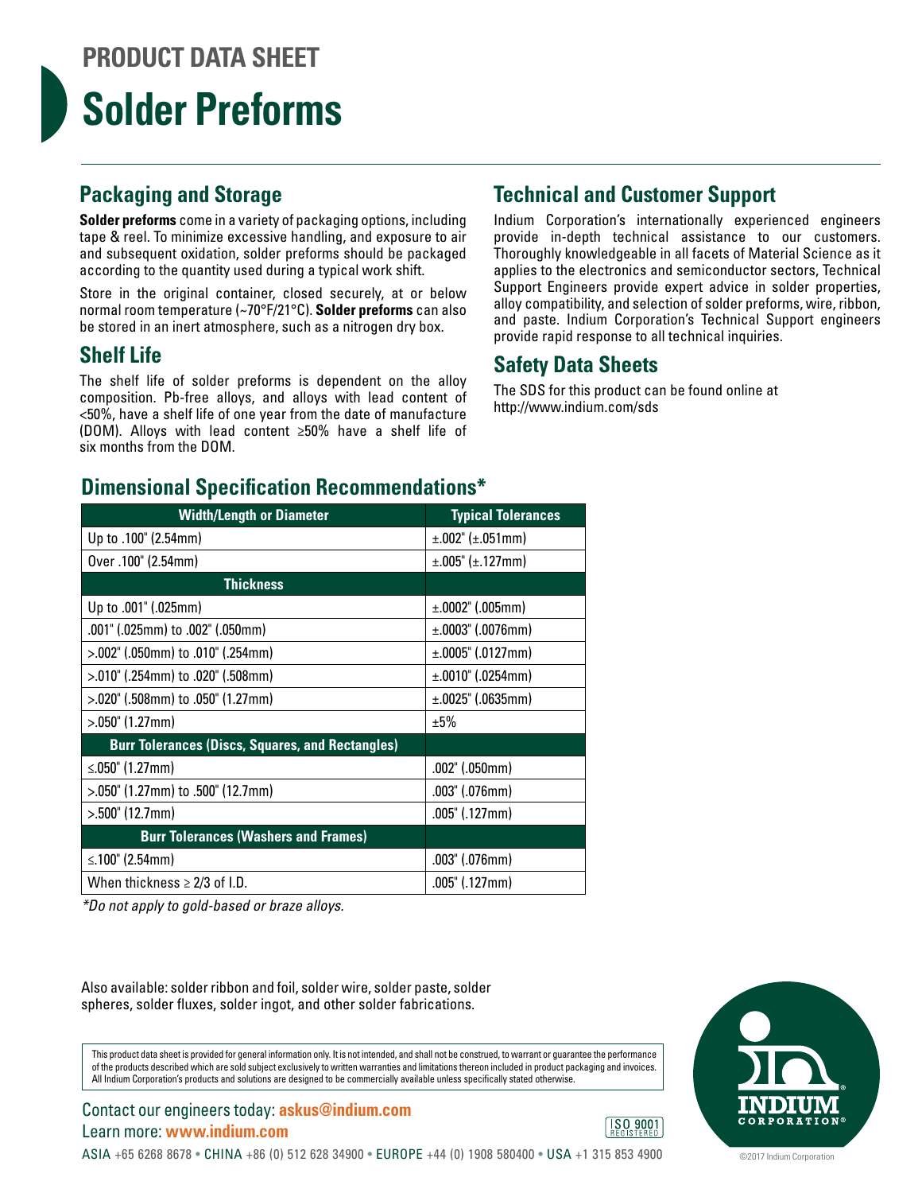PRODUCT DATA SHEET

# Solder Preforms

## Packaging and Storage

**Solder preforms** come in a variety of packaging options, including tape & reel. To minimize excessive handling, and exposure to air and subsequent oxidation, solder preforms should be packaged according to the quantity used during a typical work shift.

Store in the original container, closed securely, at or below normal room temperature (~70°F/21°C). **Solder preforms** can also be stored in an inert atmosphere, such as a nitrogen dry box.

## Shelf Life

The shelf life of solder preforms is dependent on the alloy composition. Pb-free alloys, and alloys with lead content of <50%, have a shelf life of one year from the date of manufacture (DOM). Alloys with lead content ≥50% have a shelf life of six months from the DOM.

## Technical and Customer Support

Indium Corporation's internationally experienced engineers provide in-depth technical assistance to our customers. Thoroughly knowledgeable in all facets of Material Science as it applies to the electronics and semiconductor sectors, Technical Support Engineers provide expert advice in solder properties, alloy compatibility, and selection of solder preforms, wire, ribbon, and paste. Indium Corporation's Technical Support engineers provide rapid response to all technical inquiries.

## Safety Data Sheets

The SDS for this product can be found online at http://www.indium.com/sds

## Dimensional Specification Recommendations*

| Width/Length or Diameter | Typical Tolerances |
|---|---|
| Up to .100" (2.54mm) | ±.002" (±.051mm) |
| Over .100" (2.54mm) | ±.005" (±.127mm) |
| **Thickness** | |
| Up to .001" (.025mm) | ±.0002" (.005mm) |
| .001" (.025mm) to .002" (.050mm) | ±.0003" (.0076mm) |
| >.002" (.050mm) to .010" (.254mm) | ±.0005" (.0127mm) |
| >.010" (.254mm) to .020" (.508mm) | ±.0010" (.0254mm) |
| >.020" (.508mm) to .050" (1.27mm) | ±.0025" (.0635mm) |
| >.050" (1.27mm) | ±5% |
| **Burr Tolerances (Discs, Squares, and Rectangles)** | |
| ≤.050" (1.27mm) | .002" (.050mm) |
| >.050" (1.27mm) to .500" (12.7mm) | .003" (.076mm) |
| >.500" (12.7mm) | .005" (.127mm) |
| **Burr Tolerances (Washers and Frames)** | |
| ≤.100" (2.54mm) | .003" (.076mm) |
| When thickness ≥ 2/3 of I.D. | .005" (.127mm) |

*\*Do not apply to gold-based or braze alloys.*

Also available: solder ribbon and foil, solder wire, solder paste, solder spheres, solder fluxes, solder ingot, and other solder fabrications.

This product data sheet is provided for general information only. It is not intended, and shall not be construed, to warrant or guarantee the performance of the products described which are sold subject exclusively to written warranties and limitations thereon included in product packaging and invoices. All Indium Corporation's products and solutions are designed to be commercially available unless specifically stated otherwise.

Contact our engineers today: **askus@indium.com**

Learn more: **www.indium.com**

ISO 9001 REGISTERED

ASIA +65 6268 8678 • CHINA +86 (0) 512 628 34900 • EUROPE +44 (0) 1908 580400 • USA +1 315 853 4900

INDIUM CORPORATION®

©2017 Indium Corporation